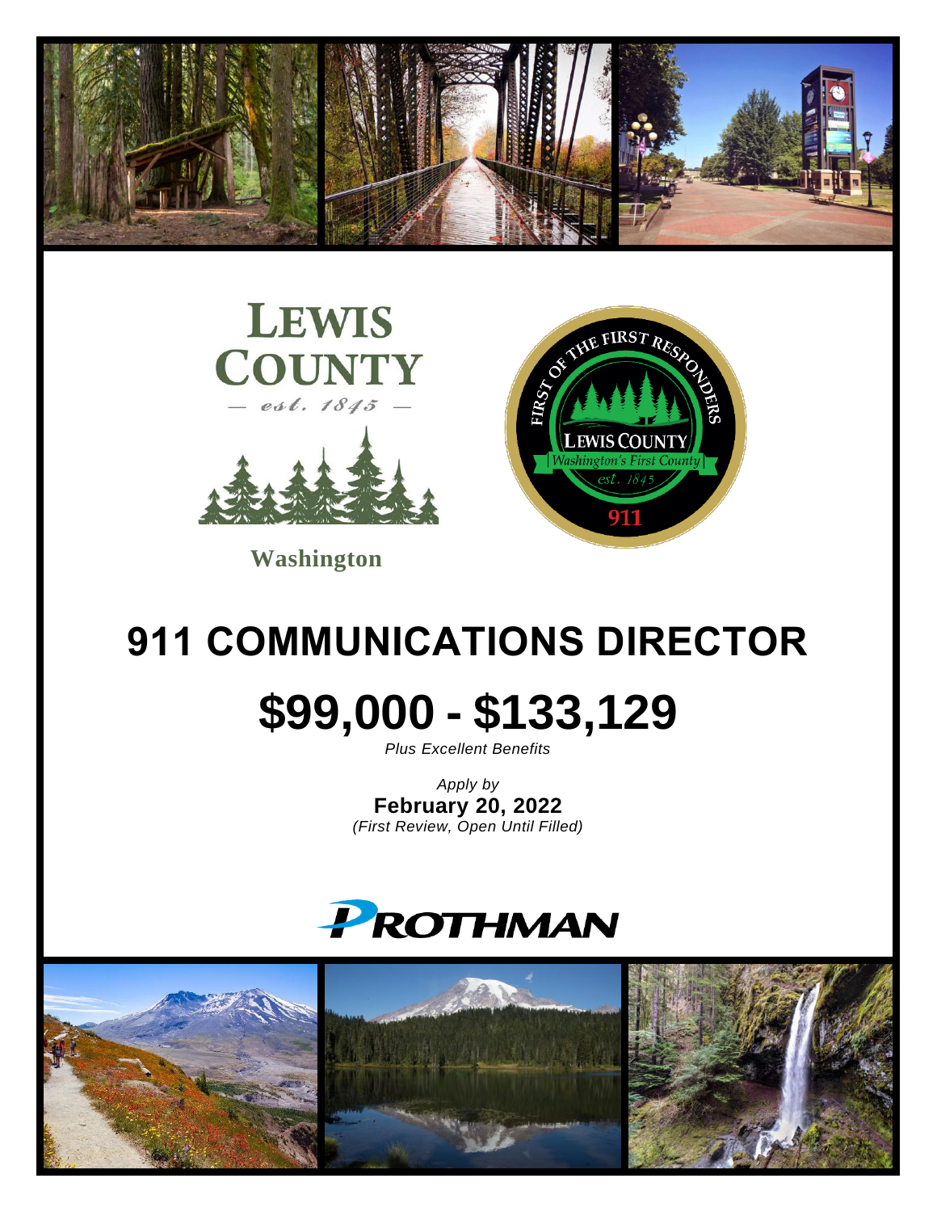LEWIS COUNTY

— est. 1845 —

Washington

FIRST OF THE FIRST RESPONDERS

LEWIS COUNTY

Washington's First County

est. 1845

911

# 911 COMMUNICATIONS DIRECTOR

# $99,000 - $133,129

*Plus Excellent Benefits*

*Apply by*

**February 20, 2022**

*(First Review, Open Until Filled)*

PROTHMAN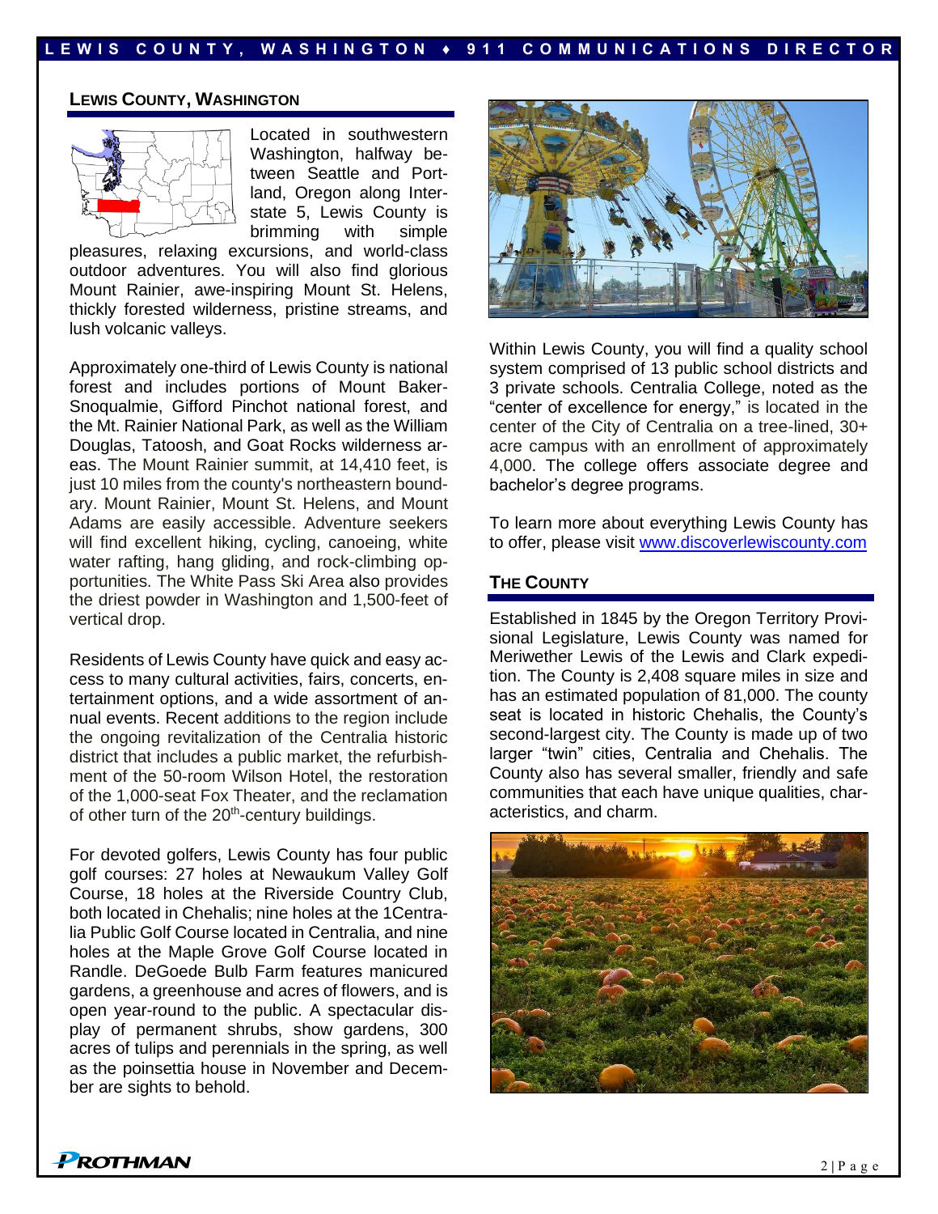## LEWIS COUNTY, WASHINGTON

Located in southwestern Washington, halfway between Seattle and Portland, Oregon along Interstate 5, Lewis County is brimming with simple pleasures, relaxing excursions, and world-class outdoor adventures. You will also find glorious Mount Rainier, awe-inspiring Mount St. Helens, thickly forested wilderness, pristine streams, and lush volcanic valleys.

Approximately one-third of Lewis County is national forest and includes portions of Mount Baker-Snoqualmie, Gifford Pinchot national forest, and the Mt. Rainier National Park, as well as the William Douglas, Tatoosh, and Goat Rocks wilderness areas. The Mount Rainier summit, at 14,410 feet, is just 10 miles from the county's northeastern boundary. Mount Rainier, Mount St. Helens, and Mount Adams are easily accessible. Adventure seekers will find excellent hiking, cycling, canoeing, white water rafting, hang gliding, and rock-climbing opportunities. The White Pass Ski Area also provides the driest powder in Washington and 1,500-feet of vertical drop.

Residents of Lewis County have quick and easy access to many cultural activities, fairs, concerts, entertainment options, and a wide assortment of annual events. Recent additions to the region include the ongoing revitalization of the Centralia historic district that includes a public market, the refurbishment of the 50-room Wilson Hotel, the restoration of the 1,000-seat Fox Theater, and the reclamation of other turn of the 20th-century buildings.

For devoted golfers, Lewis County has four public golf courses: 27 holes at Newaukum Valley Golf Course, 18 holes at the Riverside Country Club, both located in Chehalis; nine holes at the 1Centralia Public Golf Course located in Centralia, and nine holes at the Maple Grove Golf Course located in Randle. DeGoede Bulb Farm features manicured gardens, a greenhouse and acres of flowers, and is open year-round to the public. A spectacular display of permanent shrubs, show gardens, 300 acres of tulips and perennials in the spring, as well as the poinsettia house in November and December are sights to behold.

Within Lewis County, you will find a quality school system comprised of 13 public school districts and 3 private schools. Centralia College, noted as the "center of excellence for energy," is located in the center of the City of Centralia on a tree-lined, 30+ acre campus with an enrollment of approximately 4,000. The college offers associate degree and bachelor's degree programs.

To learn more about everything Lewis County has to offer, please visit www.discoverlewiscounty.com

## THE COUNTY

Established in 1845 by the Oregon Territory Provisional Legislature, Lewis County was named for Meriwether Lewis of the Lewis and Clark expedition. The County is 2,408 square miles in size and has an estimated population of 81,000. The county seat is located in historic Chehalis, the County's second-largest city. The County is made up of two larger "twin" cities, Centralia and Chehalis. The County also has several smaller, friendly and safe communities that each have unique qualities, characteristics, and charm.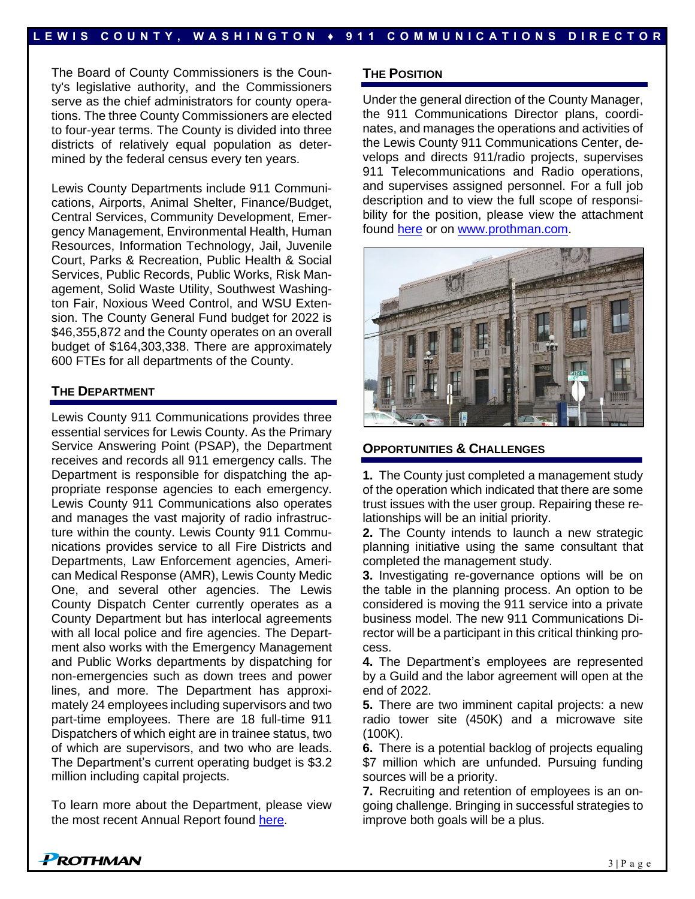The Board of County Commissioners is the County's legislative authority, and the Commissioners serve as the chief administrators for county operations. The three County Commissioners are elected to four-year terms. The County is divided into three districts of relatively equal population as determined by the federal census every ten years.

Lewis County Departments include 911 Communications, Airports, Animal Shelter, Finance/Budget, Central Services, Community Development, Emergency Management, Environmental Health, Human Resources, Information Technology, Jail, Juvenile Court, Parks & Recreation, Public Health & Social Services, Public Records, Public Works, Risk Management, Solid Waste Utility, Southwest Washington Fair, Noxious Weed Control, and WSU Extension. The County General Fund budget for 2022 is $46,355,872 and the County operates on an overall budget of $164,303,338. There are approximately 600 FTEs for all departments of the County.

## The Department

Lewis County 911 Communications provides three essential services for Lewis County. As the Primary Service Answering Point (PSAP), the Department receives and records all 911 emergency calls. The Department is responsible for dispatching the appropriate response agencies to each emergency. Lewis County 911 Communications also operates and manages the vast majority of radio infrastructure within the county. Lewis County 911 Communications provides service to all Fire Districts and Departments, Law Enforcement agencies, American Medical Response (AMR), Lewis County Medic One, and several other agencies. The Lewis County Dispatch Center currently operates as a County Department but has interlocal agreements with all local police and fire agencies. The Department also works with the Emergency Management and Public Works departments by dispatching for non-emergencies such as down trees and power lines, and more. The Department has approximately 24 employees including supervisors and two part-time employees. There are 18 full-time 911 Dispatchers of which eight are in trainee status, two of which are supervisors, and two who are leads. The Department's current operating budget is $3.2 million including capital projects.

To learn more about the Department, please view the most recent Annual Report found here.

## The Position

Under the general direction of the County Manager, the 911 Communications Director plans, coordinates, and manages the operations and activities of the Lewis County 911 Communications Center, develops and directs 911/radio projects, supervises 911 Telecommunications and Radio operations, and supervises assigned personnel. For a full job description and to view the full scope of responsibility for the position, please view the attachment found here or on www.prothman.com.

## Opportunities & Challenges

**1.** The County just completed a management study of the operation which indicated that there are some trust issues with the user group. Repairing these relationships will be an initial priority.

**2.** The County intends to launch a new strategic planning initiative using the same consultant that completed the management study.

**3.** Investigating re-governance options will be on the table in the planning process. An option to be considered is moving the 911 service into a private business model. The new 911 Communications Director will be a participant in this critical thinking process.

**4.** The Department's employees are represented by a Guild and the labor agreement will open at the end of 2022.

**5.** There are two imminent capital projects: a new radio tower site (450K) and a microwave site (100K).

**6.** There is a potential backlog of projects equaling $7 million which are unfunded. Pursuing funding sources will be a priority.

**7.** Recruiting and retention of employees is an ongoing challenge. Bringing in successful strategies to improve both goals will be a plus.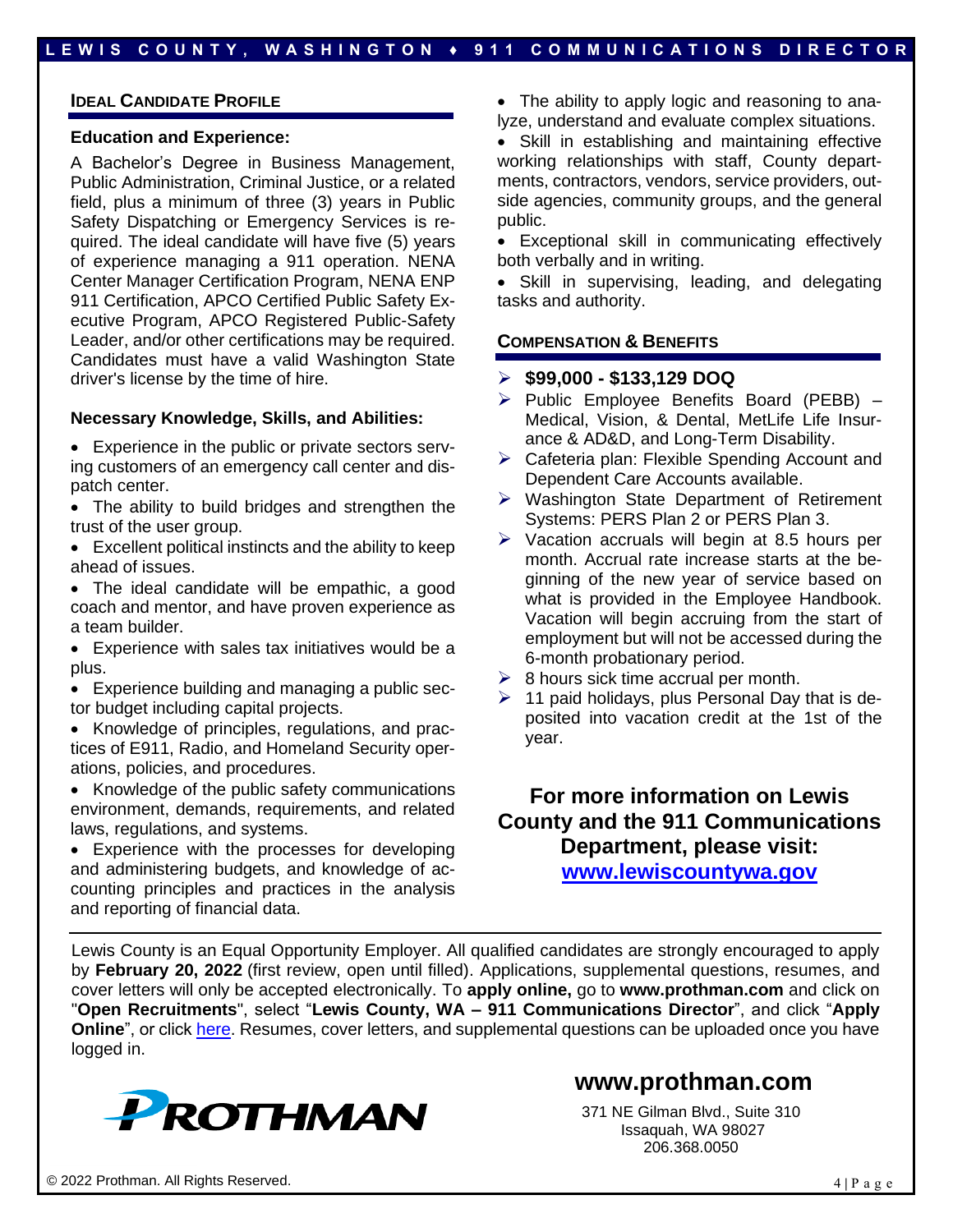## IDEAL CANDIDATE PROFILE

### Education and Experience:

A Bachelor's Degree in Business Management, Public Administration, Criminal Justice, or a related field, plus a minimum of three (3) years in Public Safety Dispatching or Emergency Services is required. The ideal candidate will have five (5) years of experience managing a 911 operation. NENA Center Manager Certification Program, NENA ENP 911 Certification, APCO Certified Public Safety Executive Program, APCO Registered Public-Safety Leader, and/or other certifications may be required. Candidates must have a valid Washington State driver's license by the time of hire.

### Necessary Knowledge, Skills, and Abilities:

- Experience in the public or private sectors serving customers of an emergency call center and dispatch center.
- The ability to build bridges and strengthen the trust of the user group.
- Excellent political instincts and the ability to keep ahead of issues.
- The ideal candidate will be empathic, a good coach and mentor, and have proven experience as a team builder.
- Experience with sales tax initiatives would be a plus.
- Experience building and managing a public sector budget including capital projects.
- Knowledge of principles, regulations, and practices of E911, Radio, and Homeland Security operations, policies, and procedures.
- Knowledge of the public safety communications environment, demands, requirements, and related laws, regulations, and systems.
- Experience with the processes for developing and administering budgets, and knowledge of accounting principles and practices in the analysis and reporting of financial data.
- The ability to apply logic and reasoning to analyze, understand and evaluate complex situations.
- Skill in establishing and maintaining effective working relationships with staff, County departments, contractors, vendors, service providers, outside agencies, community groups, and the general public.
- Exceptional skill in communicating effectively both verbally and in writing.
- Skill in supervising, leading, and delegating tasks and authority.

## COMPENSATION & BENEFITS

- **$99,000 - $133,129 DOQ**
- Public Employee Benefits Board (PEBB) – Medical, Vision, & Dental, MetLife Life Insurance & AD&D, and Long-Term Disability.
- Cafeteria plan: Flexible Spending Account and Dependent Care Accounts available.
- Washington State Department of Retirement Systems: PERS Plan 2 or PERS Plan 3.
- Vacation accruals will begin at 8.5 hours per month. Accrual rate increase starts at the beginning of the new year of service based on what is provided in the Employee Handbook. Vacation will begin accruing from the start of employment but will not be accessed during the 6-month probationary period.
- 8 hours sick time accrual per month.
- 11 paid holidays, plus Personal Day that is deposited into vacation credit at the 1st of the year.

**For more information on Lewis County and the 911 Communications Department, please visit: www.lewiscountywa.gov**

---

Lewis County is an Equal Opportunity Employer. All qualified candidates are strongly encouraged to apply by **February 20, 2022** (first review, open until filled). Applications, supplemental questions, resumes, and cover letters will only be accepted electronically. To **apply online,** go to **www.prothman.com** and click on "**Open Recruitments**", select "**Lewis County, WA – 911 Communications Director**", and click "**Apply Online**", or click here. Resumes, cover letters, and supplemental questions can be uploaded once you have logged in.

PROTHMAN

## www.prothman.com

371 NE Gilman Blvd., Suite 310
Issaquah, WA 98027
206.368.0050

© 2022 Prothman. All Rights Reserved.